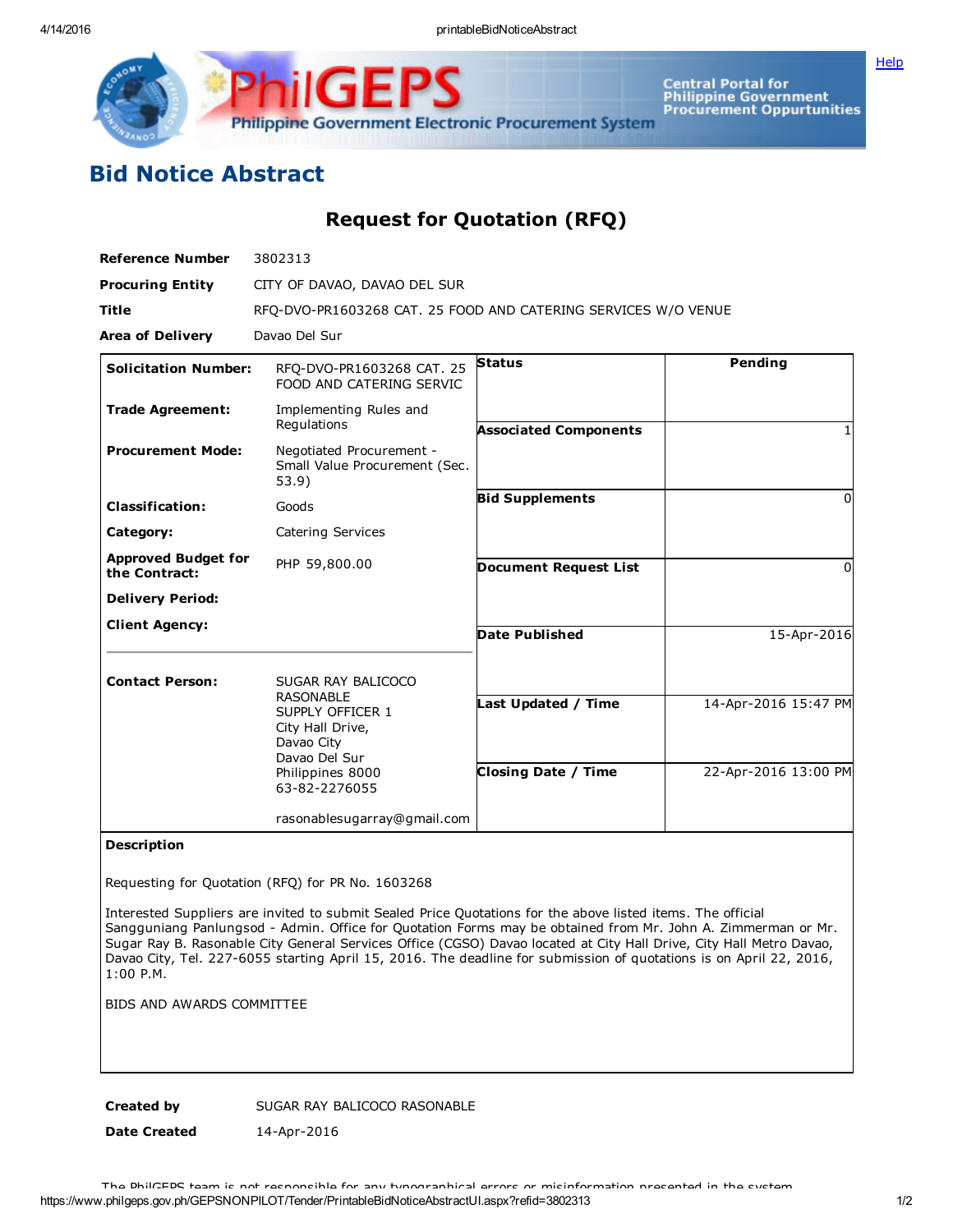# Bid Notice Abstract

## Request for Quotation (RFQ)

**Reference Number** 3802313

**Procuring Entity** CITY OF DAVAO, DAVAO DEL SUR

**Title** RFQ-DVO-PR1603268 CAT. 25 FOOD AND CATERING SERVICES W/O VENUE

**Area of Delivery** Davao Del Sur

| | | | |
|---|---|---|---|
| **Solicitation Number:** | RFQ-DVO-PR1603268 CAT. 25 FOOD AND CATERING SERVIC | **Status** | Pending |
| **Trade Agreement:** | Implementing Rules and Regulations | **Associated Components** | 1 |
| **Procurement Mode:** | Negotiated Procurement - Small Value Procurement (Sec. 53.9) | **Bid Supplements** | 0 |
| **Classification:** | Goods | | |
| **Category:** | Catering Services | **Document Request List** | 0 |
| **Approved Budget for the Contract:** | PHP 59,800.00 | | |
| **Delivery Period:** | | | |
| **Client Agency:** | | **Date Published** | 15-Apr-2016 |
| **Contact Person:** | SUGAR RAY BALICOCO RASONABLE<br>SUPPLY OFFICER 1<br>City Hall Drive,<br>Davao City<br>Davao Del Sur<br>Philippines 8000<br>63-82-2276055<br><br>rasonablesugarray@gmail.com | **Last Updated / Time** | 14-Apr-2016 15:47 PM |
| | | **Closing Date / Time** | 22-Apr-2016 13:00 PM |

**Description**

Requesting for Quotation (RFQ) for PR No. 1603268

Interested Suppliers are invited to submit Sealed Price Quotations for the above listed items. The official Sangguniang Panlungsod - Admin. Office for Quotation Forms may be obtained from Mr. John A. Zimmerman or Mr. Sugar Ray B. Rasonable City General Services Office (CGSO) Davao located at City Hall Drive, City Hall Metro Davao, Davao City, Tel. 227-6055 starting April 15, 2016. The deadline for submission of quotations is on April 22, 2016, 1:00 P.M.

BIDS AND AWARDS COMMITTEE

**Created by** SUGAR RAY BALICOCO RASONABLE

**Date Created** 14-Apr-2016

The PhilGEPS team is not responsible for any typographical errors or misinformation presented in the system.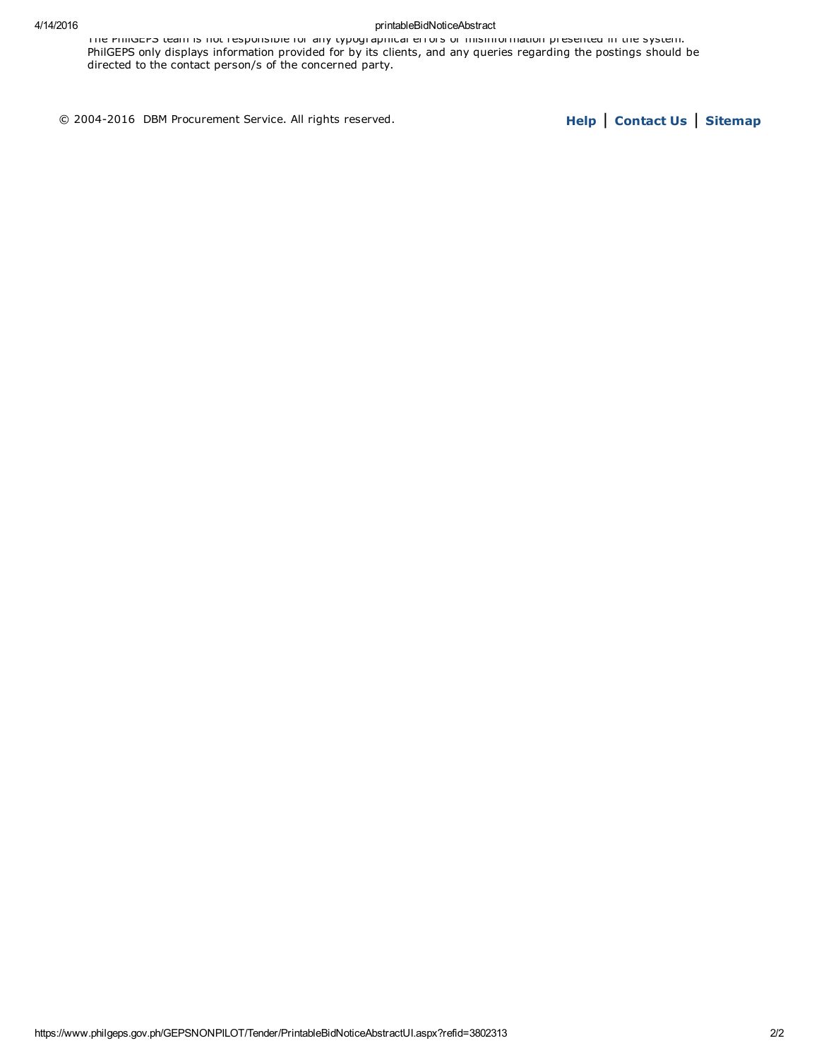The PhilGEPS team is not responsible for any typographical errors or misinformation presented in the system. PhilGEPS only displays information provided for by its clients, and any queries regarding the postings should be directed to the contact person/s of the concerned party.

© 2004-2016 DBM Procurement Service. All rights reserved.

**Help** | **Contact Us** | **Sitemap**